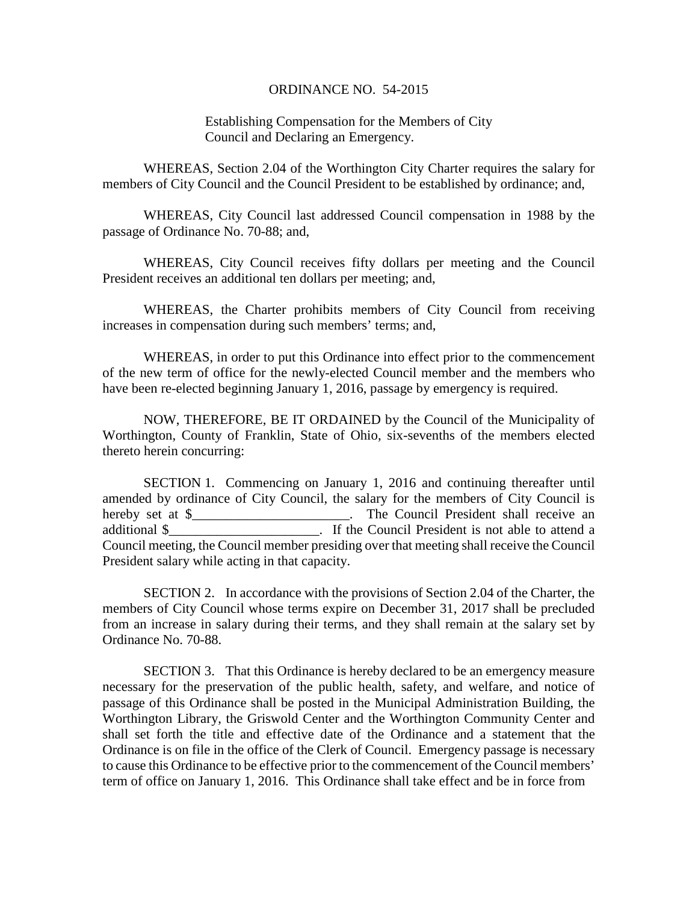ORDINANCE NO. 54-2015

Establishing Compensation for the Members of City Council and Declaring an Emergency.

WHEREAS, Section 2.04 of the Worthington City Charter requires the salary for members of City Council and the Council President to be established by ordinance; and,

WHEREAS, City Council last addressed Council compensation in 1988 by the passage of Ordinance No. 70-88; and,

WHEREAS, City Council receives fifty dollars per meeting and the Council President receives an additional ten dollars per meeting; and,

WHEREAS, the Charter prohibits members of City Council from receiving increases in compensation during such members' terms; and,

WHEREAS, in order to put this Ordinance into effect prior to the commencement of the new term of office for the newly-elected Council member and the members who have been re-elected beginning January 1, 2016, passage by emergency is required.

NOW, THEREFORE, BE IT ORDAINED by the Council of the Municipality of Worthington, County of Franklin, State of Ohio, six-sevenths of the members elected thereto herein concurring:

SECTION 1. Commencing on January 1, 2016 and continuing thereafter until amended by ordinance of City Council, the salary for the members of City Council is hereby set at $_______________________. The Council President shall receive an additional $______________________. If the Council President is not able to attend a Council meeting, the Council member presiding over that meeting shall receive the Council President salary while acting in that capacity.

SECTION 2. In accordance with the provisions of Section 2.04 of the Charter, the members of City Council whose terms expire on December 31, 2017 shall be precluded from an increase in salary during their terms, and they shall remain at the salary set by Ordinance No. 70-88.

SECTION 3. That this Ordinance is hereby declared to be an emergency measure necessary for the preservation of the public health, safety, and welfare, and notice of passage of this Ordinance shall be posted in the Municipal Administration Building, the Worthington Library, the Griswold Center and the Worthington Community Center and shall set forth the title and effective date of the Ordinance and a statement that the Ordinance is on file in the office of the Clerk of Council. Emergency passage is necessary to cause this Ordinance to be effective prior to the commencement of the Council members' term of office on January 1, 2016. This Ordinance shall take effect and be in force from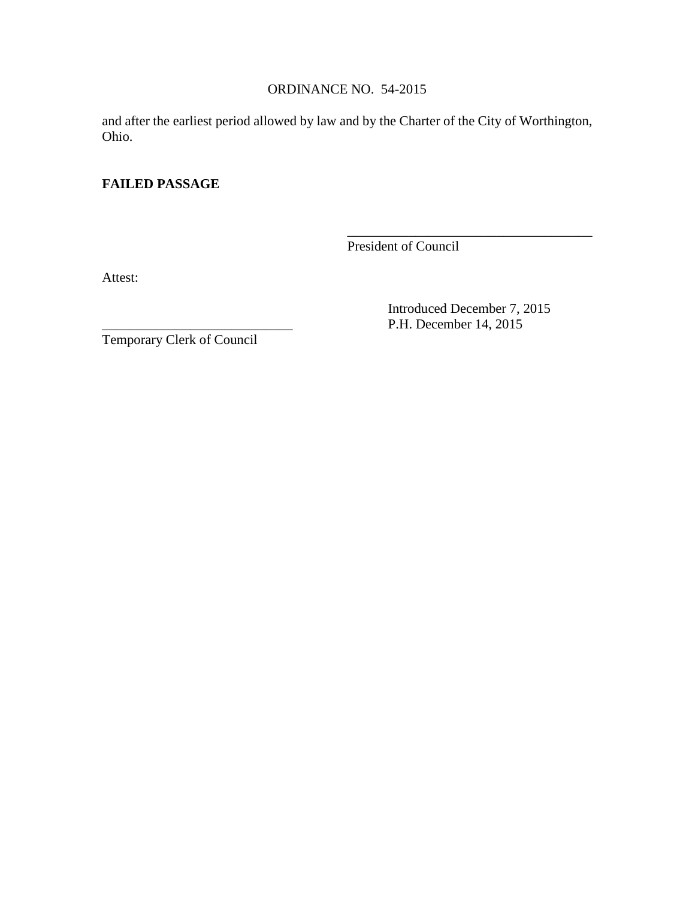ORDINANCE NO. 54-2015

and after the earliest period allowed by law and by the Charter of the City of Worthington, Ohio.

**FAILED PASSAGE**

_____________________________________
President of Council

Attest:

____________________________
Temporary Clerk of Council

Introduced December 7, 2015
P.H. December 14, 2015